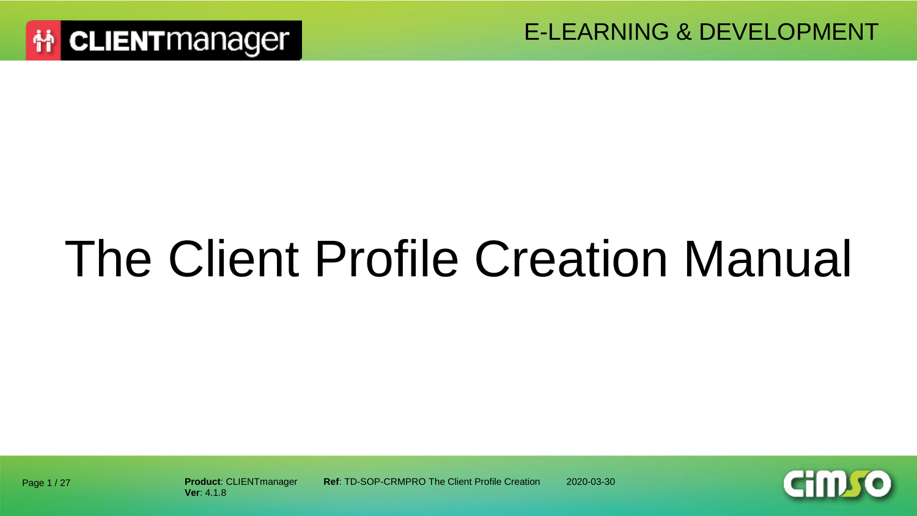# The Client Profile Creation Manual

**Product**: CLIENTmanager
**Ver**: 4.1.8

**Ref**: TD-SOP-CRMPRO The Client Profile Creation

2020-03-30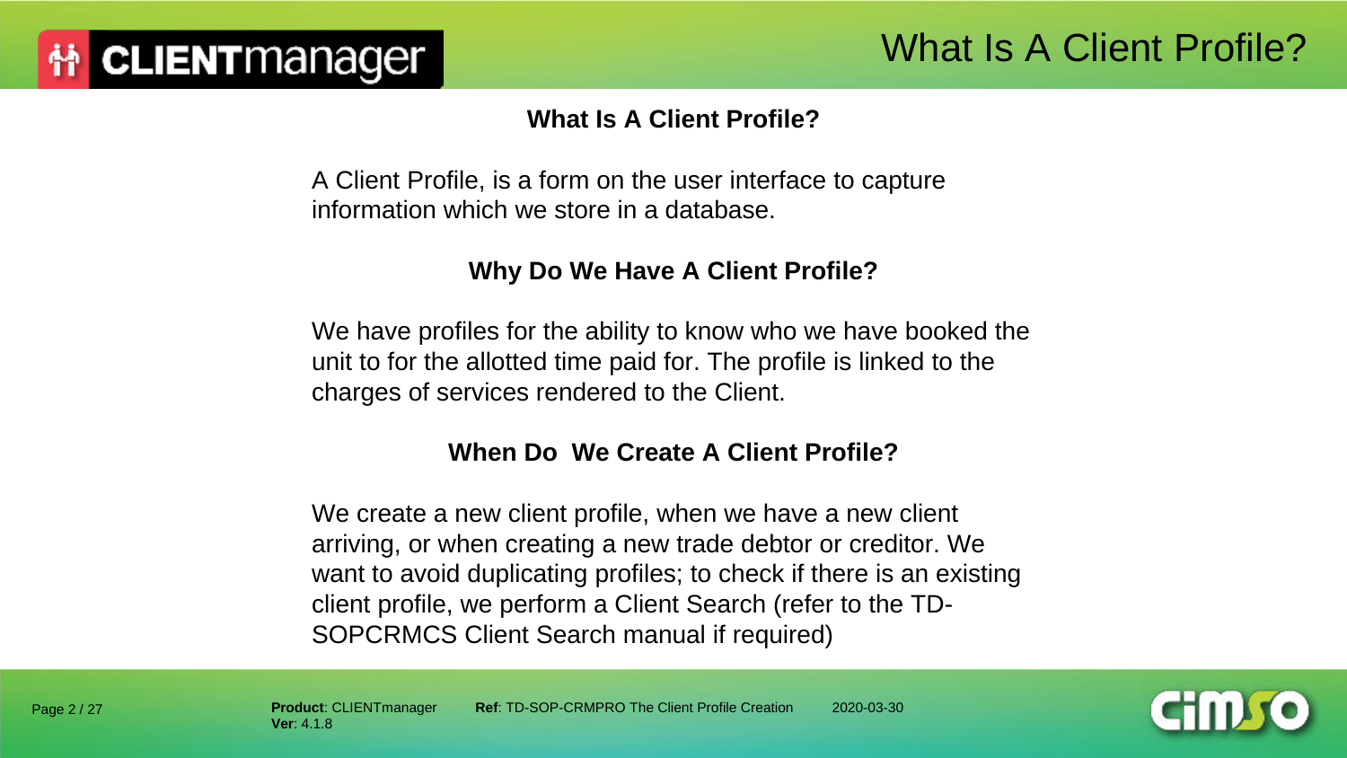# What Is A Client Profile?

## What Is A Client Profile?

A Client Profile, is a form on the user interface to capture information which we store in a database.

## Why Do We Have A Client Profile?

We have profiles for the ability to know who we have booked the unit to for the allotted time paid for. The profile is linked to the charges of services rendered to the Client.

## When Do  We Create A Client Profile?

We create a new client profile, when we have a new client arriving, or when creating a new trade debtor or creditor. We want to avoid duplicating profiles; to check if there is an existing client profile, we perform a Client Search (refer to the TD-SOPCRMCS Client Search manual if required)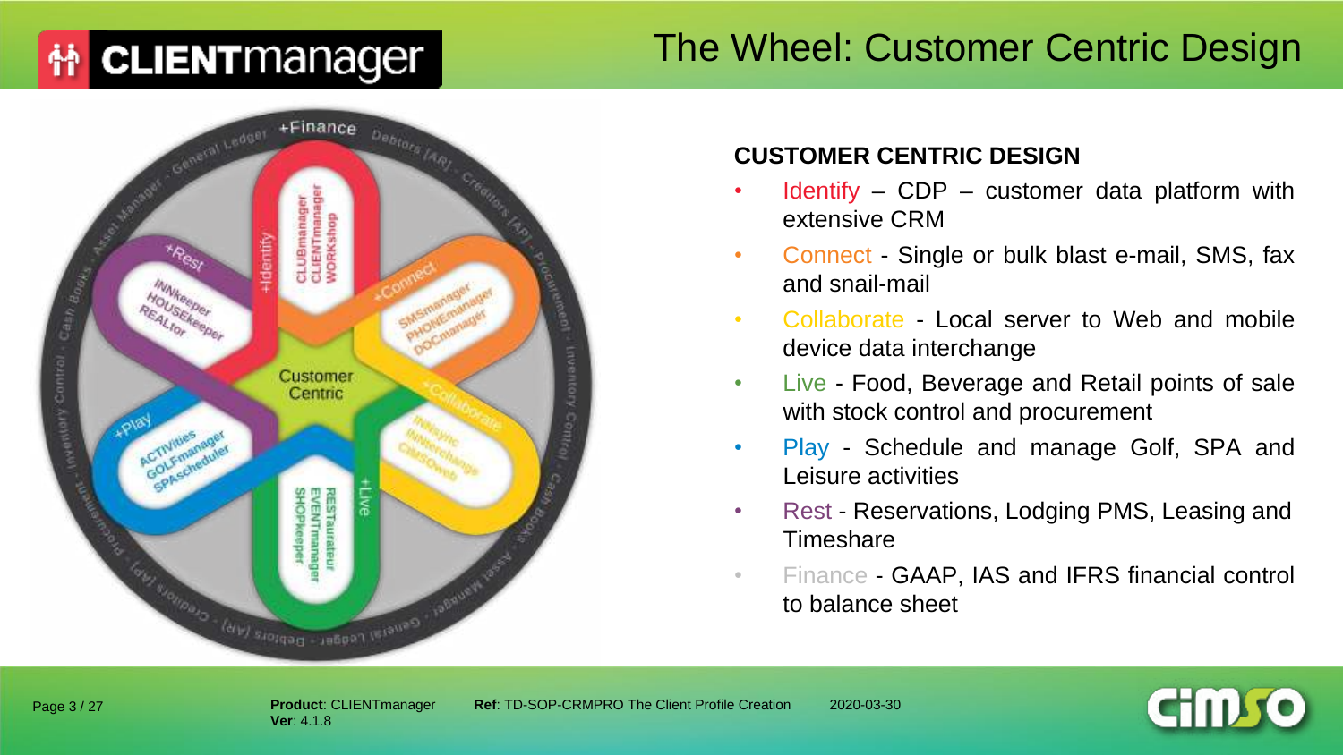# The Wheel: Customer Centric Design

## CUSTOMER CENTRIC DESIGN

- Identify – CDP – customer data platform with extensive CRM
- Connect - Single or bulk blast e-mail, SMS, fax and snail-mail
- Collaborate - Local server to Web and mobile device data interchange
- Live - Food, Beverage and Retail points of sale with stock control and procurement
- Play - Schedule and manage Golf, SPA and Leisure activities
- Rest - Reservations, Lodging PMS, Leasing and Timeshare
- Finance - GAAP, IAS and IFRS financial control to balance sheet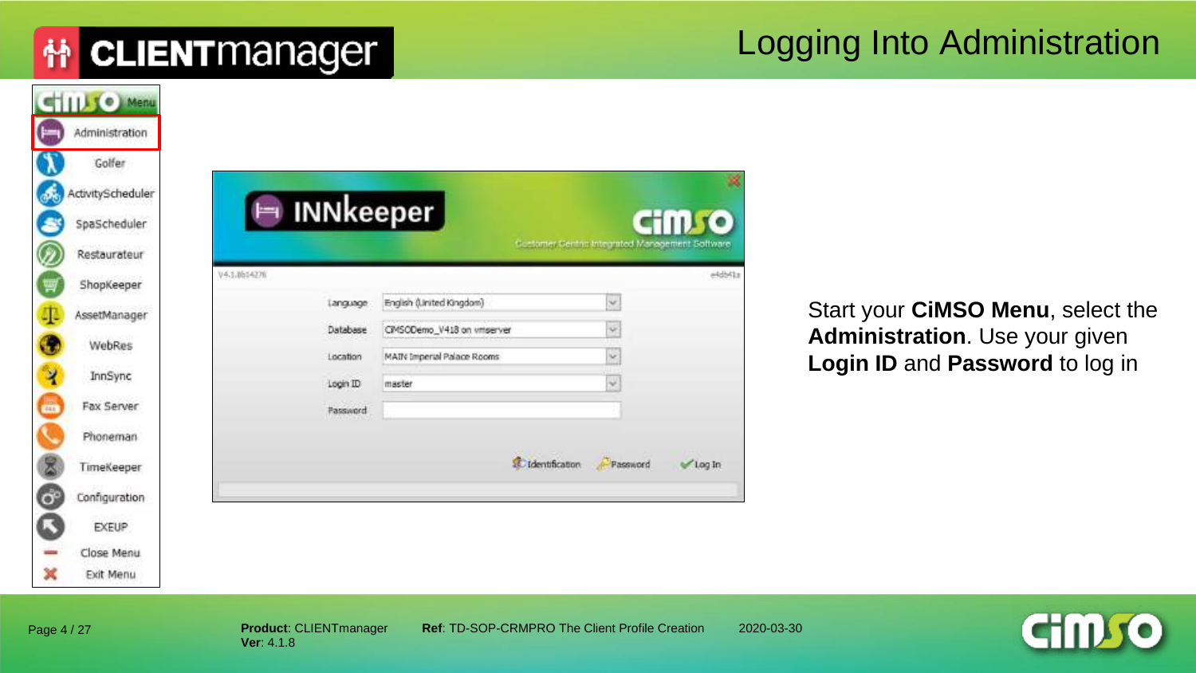# Logging Into Administration

Start your **CiMSO Menu**, select the **Administration**. Use your given **Login ID** and **Password** to log in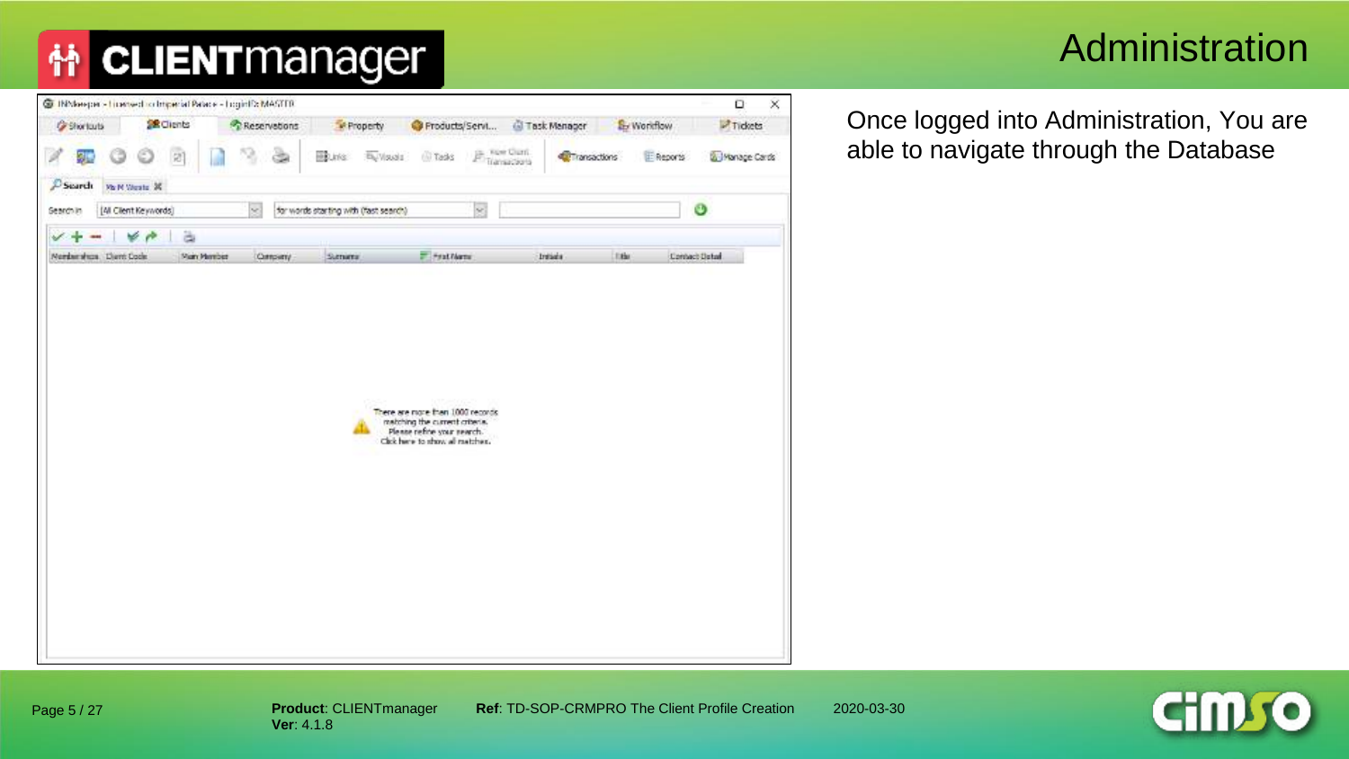# Administration

Once logged into Administration, You are able to navigate through the Database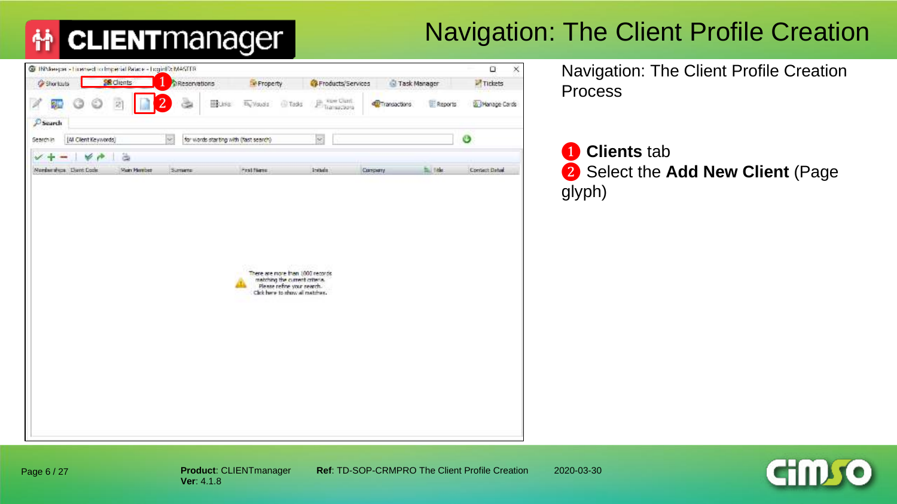# Navigation: The Client Profile Creation

Navigation: The Client Profile Creation Process

1. **Clients** tab
2. Select the **Add New Client** (Page glyph)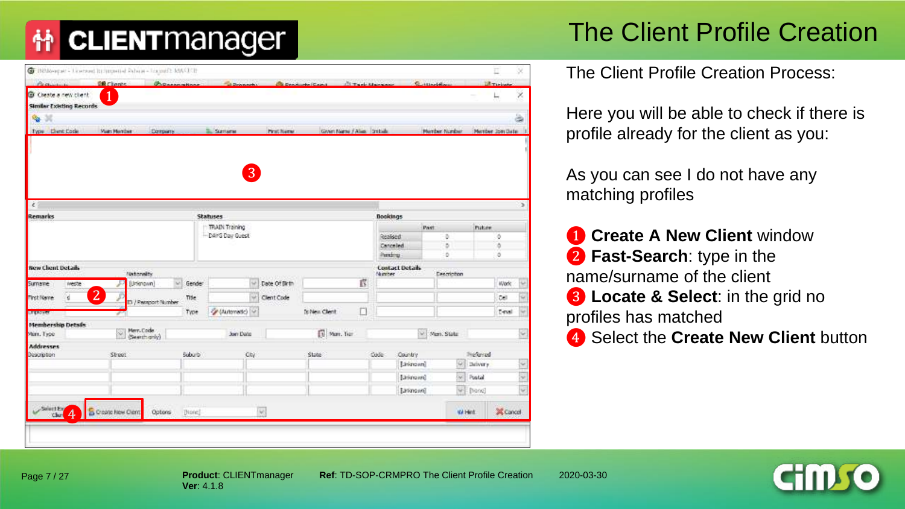# The Client Profile Creation

The Client Profile Creation Process:

Here you will be able to check if there is profile already for the client as you:

As you can see I do not have any matching profiles

1. **Create A New Client** window
2. **Fast-Search**: type in the name/surname of the client
3. **Locate & Select**: in the grid no profiles has matched
4. Select the **Create New Client** button

**Product**: CLIENTmanager **Ver**: 4.1.8 **Ref**: TD-SOP-CRMPRO The Client Profile Creation 2020-03-30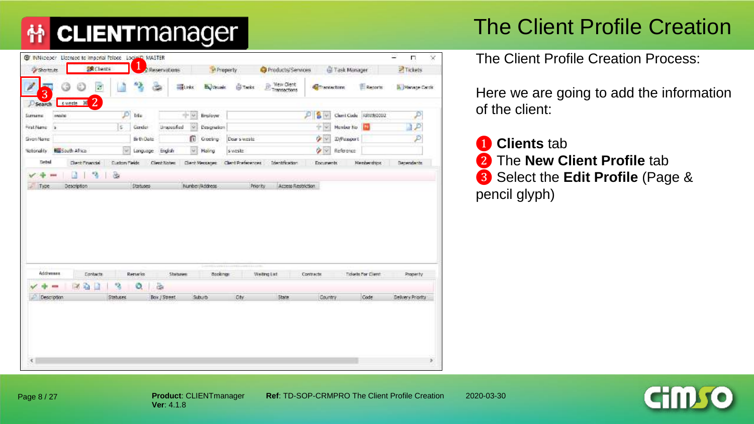# The Client Profile Creation

The Client Profile Creation Process:

Here we are going to add the information of the client:

1. **Clients** tab
2. The **New Client Profile** tab
3. Select the **Edit Profile** (Page & pencil glyph)

**Product**: CLIENTmanager
**Ver**: 4.1.8

**Ref**: TD-SOP-CRMPRO The Client Profile Creation

2020-03-30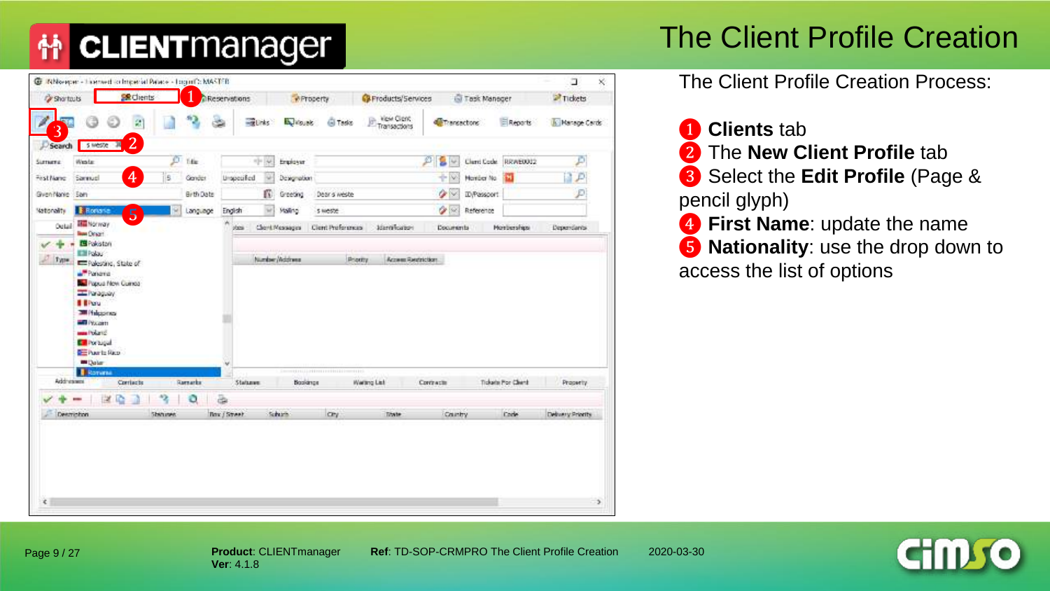# The Client Profile Creation

The Client Profile Creation Process:

1. **Clients** tab
2. The **New Client Profile** tab
3. Select the **Edit Profile** (Page & pencil glyph)
4. **First Name**: update the name
5. **Nationality**: use the drop down to access the list of options

**Product**: CLIENTmanager
**Ver**: 4.1.8

**Ref**: TD-SOP-CRMPRO The Client Profile Creation

2020-03-30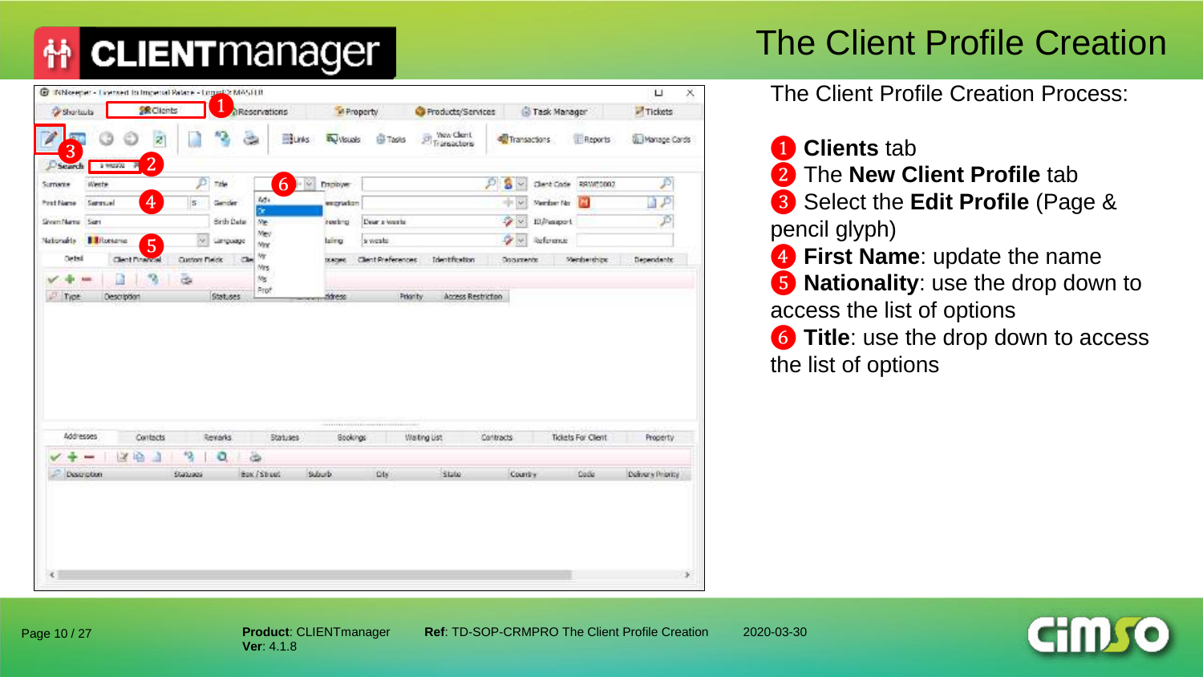# The Client Profile Creation

The Client Profile Creation Process:

1. **Clients** tab
2. The **New Client Profile** tab
3. Select the **Edit Profile** (Page & pencil glyph)
4. **First Name**: update the name
5. **Nationality**: use the drop down to access the list of options
6. **Title**: use the drop down to access the list of options

**Product**: CLIENTmanager
**Ver**: 4.1.8

**Ref**: TD-SOP-CRMPRO The Client Profile Creation

2020-03-30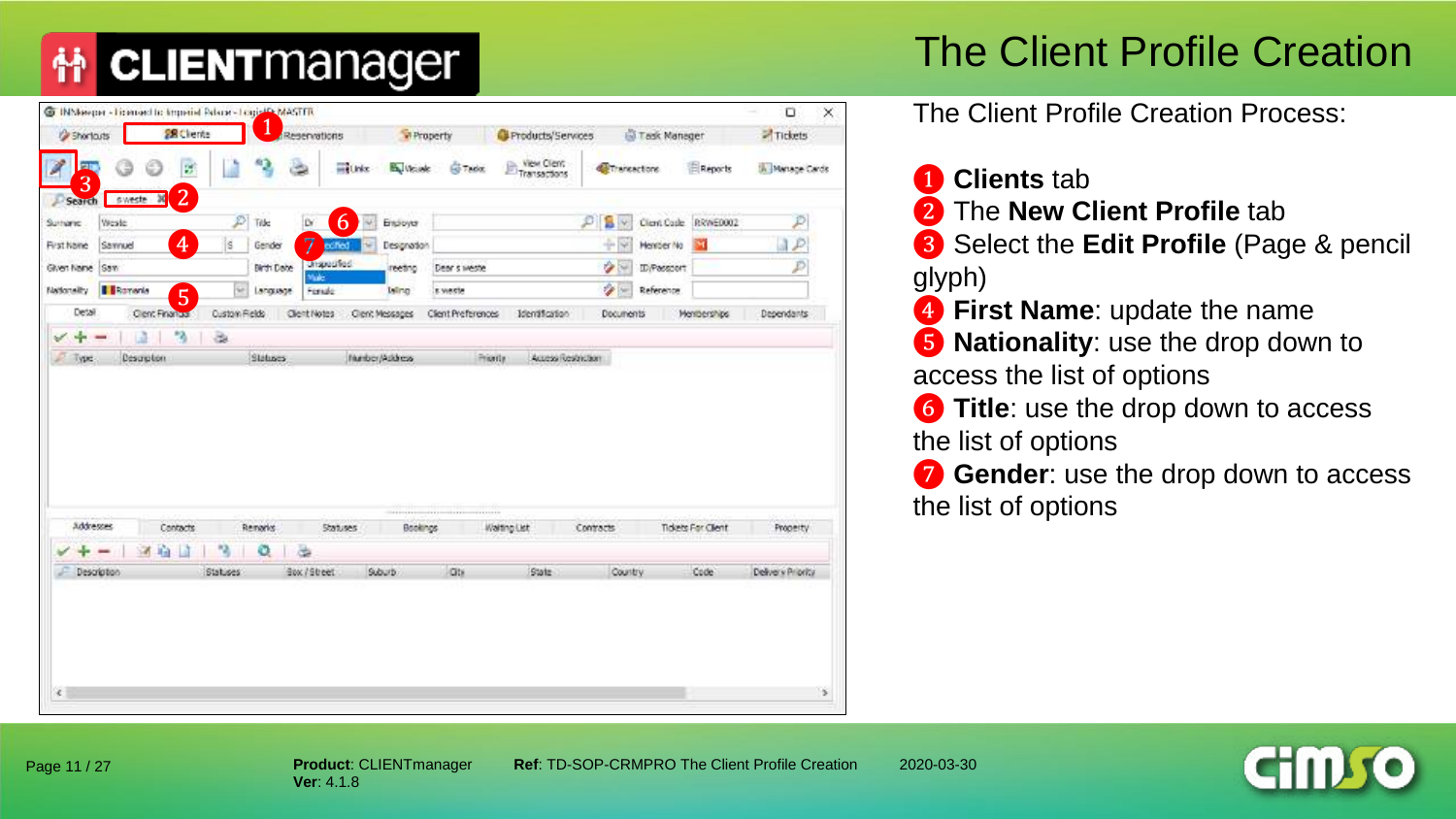# The Client Profile Creation

The Client Profile Creation Process:

1. **Clients** tab
2. The **New Client Profile** tab
3. Select the **Edit Profile** (Page & pencil glyph)
4. **First Name**: update the name
5. **Nationality**: use the drop down to access the list of options
6. **Title**: use the drop down to access the list of options
7. **Gender**: use the drop down to access the list of options

**Product**: CLIENTmanager
**Ver**: 4.1.8

**Ref**: TD-SOP-CRMPRO The Client Profile Creation

2020-03-30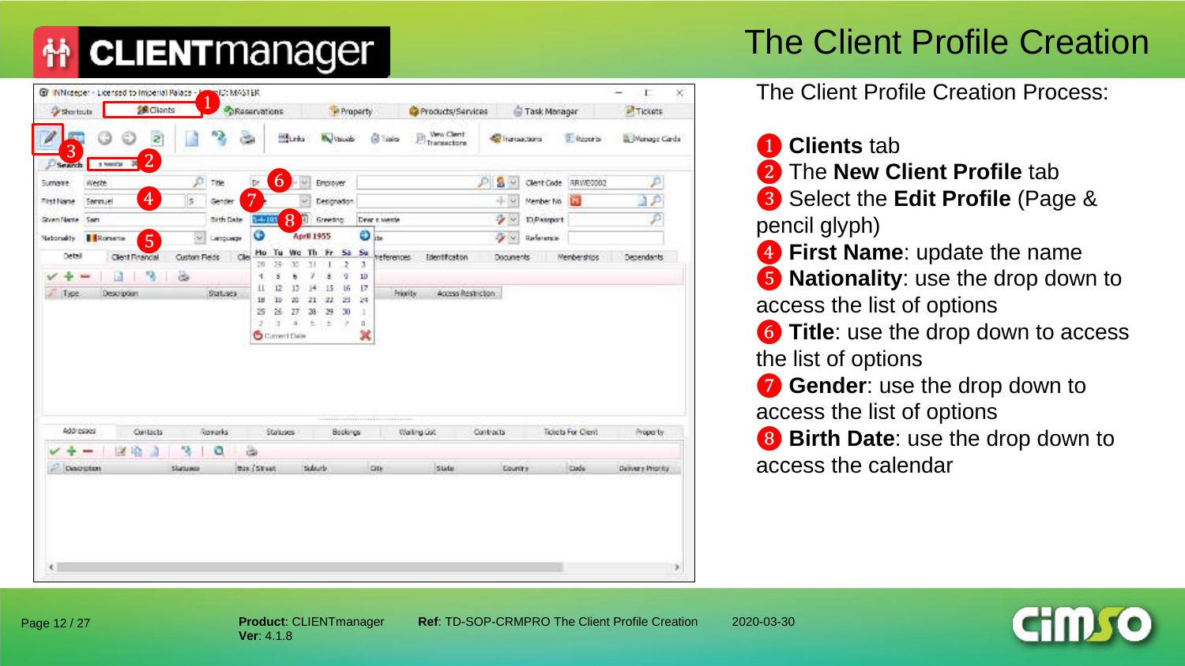# The Client Profile Creation

The Client Profile Creation Process:

1. **Clients** tab
2. The **New Client Profile** tab
3. Select the **Edit Profile** (Page & pencil glyph)
4. **First Name**: update the name
5. **Nationality**: use the drop down to access the list of options
6. **Title**: use the drop down to access the list of options
7. **Gender**: use the drop down to access the list of options
8. **Birth Date**: use the drop down to access the calendar

**Product**: CLIENTmanager
**Ver**: 4.1.8

**Ref**: TD-SOP-CRMPRO The Client Profile Creation

2020-03-30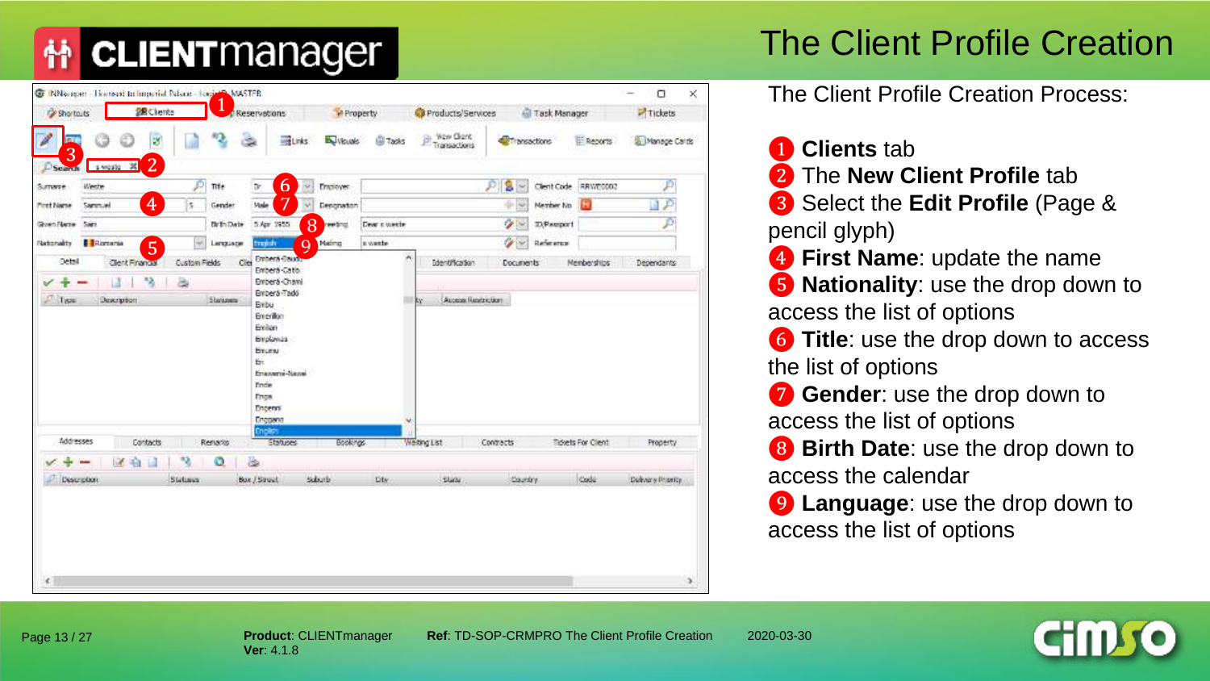# The Client Profile Creation

The Client Profile Creation Process:

1. **Clients** tab
2. The **New Client Profile** tab
3. Select the **Edit Profile** (Page & pencil glyph)
4. **First Name**: update the name
5. **Nationality**: use the drop down to access the list of options
6. **Title**: use the drop down to access the list of options
7. **Gender**: use the drop down to access the list of options
8. **Birth Date**: use the drop down to access the calendar
9. **Language**: use the drop down to access the list of options

**Product**: CLIENTmanager
**Ver**: 4.1.8

**Ref**: TD-SOP-CRMPRO The Client Profile Creation

2020-03-30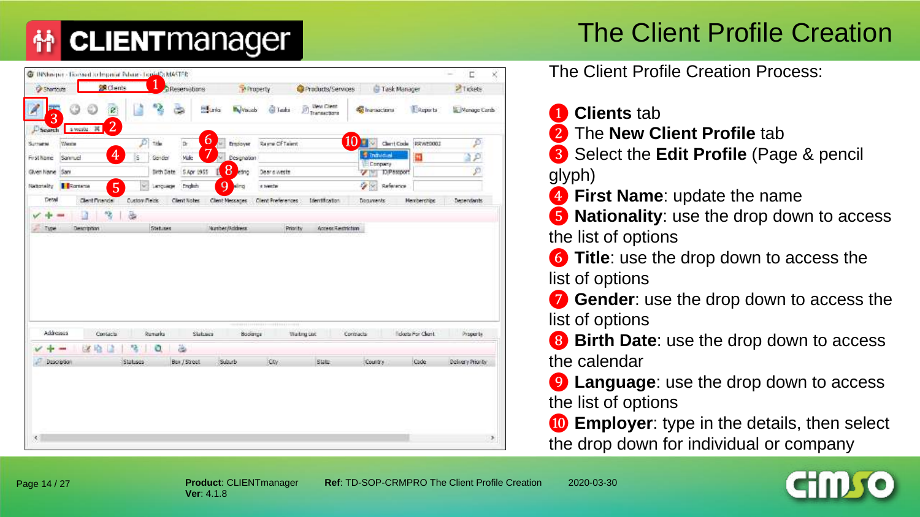# The Client Profile Creation

The Client Profile Creation Process:

1. **Clients** tab
2. The **New Client Profile** tab
3. Select the **Edit Profile** (Page & pencil glyph)
4. **First Name**: update the name
5. **Nationality**: use the drop down to access the list of options
6. **Title**: use the drop down to access the list of options
7. **Gender**: use the drop down to access the list of options
8. **Birth Date**: use the drop down to access the calendar
9. **Language**: use the drop down to access the list of options
10. **Employer**: type in the details, then select the drop down for individual or company

**Product**: CLIENTmanager
**Ver**: 4.1.8

**Ref**: TD-SOP-CRMPRO The Client Profile Creation

2020-03-30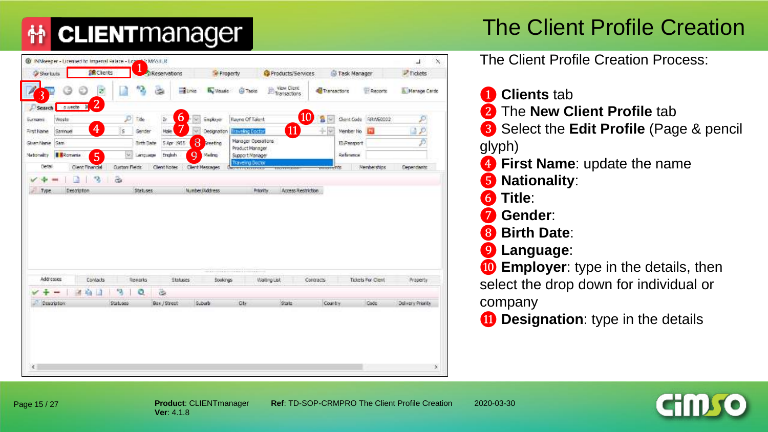# The Client Profile Creation

The Client Profile Creation Process:

1. **Clients** tab
2. The **New Client Profile** tab
3. Select the **Edit Profile** (Page & pencil glyph)
4. **First Name**: update the name
5. **Nationality**:
6. **Title**:
7. **Gender**:
8. **Birth Date**:
9. **Language**:
10. **Employer**: type in the details, then select the drop down for individual or company
11. **Designation**: type in the details

**Product**: CLIENTmanager
**Ver**: 4.1.8

**Ref**: TD-SOP-CRMPRO The Client Profile Creation

2020-03-30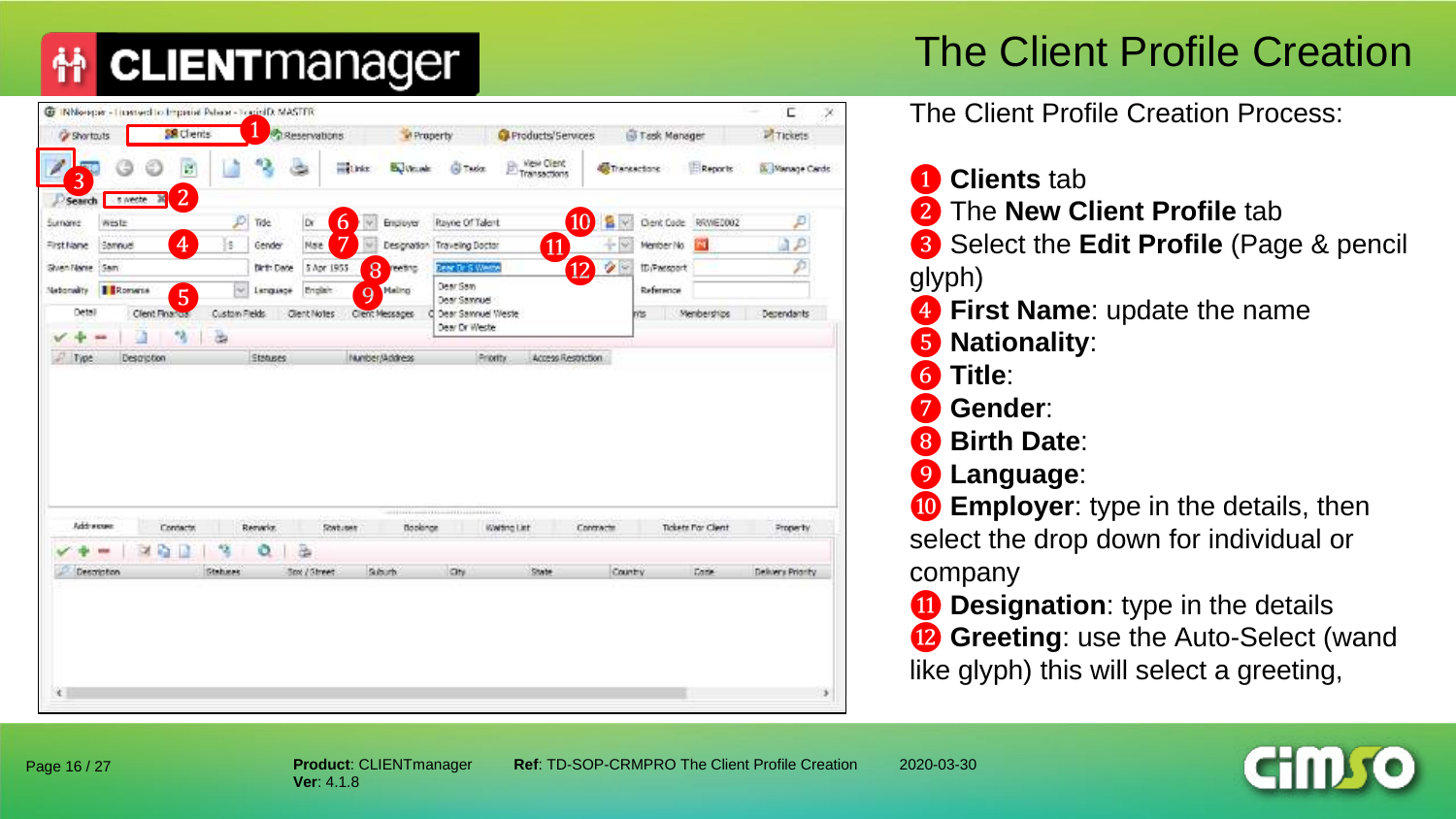# The Client Profile Creation

The Client Profile Creation Process:

1. **Clients** tab
2. The **New Client Profile** tab
3. Select the **Edit Profile** (Page & pencil glyph)
4. **First Name**: update the name
5. **Nationality**:
6. **Title**:
7. **Gender**:
8. **Birth Date**:
9. **Language**:
10. **Employer**: type in the details, then select the drop down for individual or company
11. **Designation**: type in the details
12. **Greeting**: use the Auto-Select (wand like glyph) this will select a greeting,

**Product**: CLIENTmanager
**Ver**: 4.1.8

**Ref**: TD-SOP-CRMPRO The Client Profile Creation

2020-03-30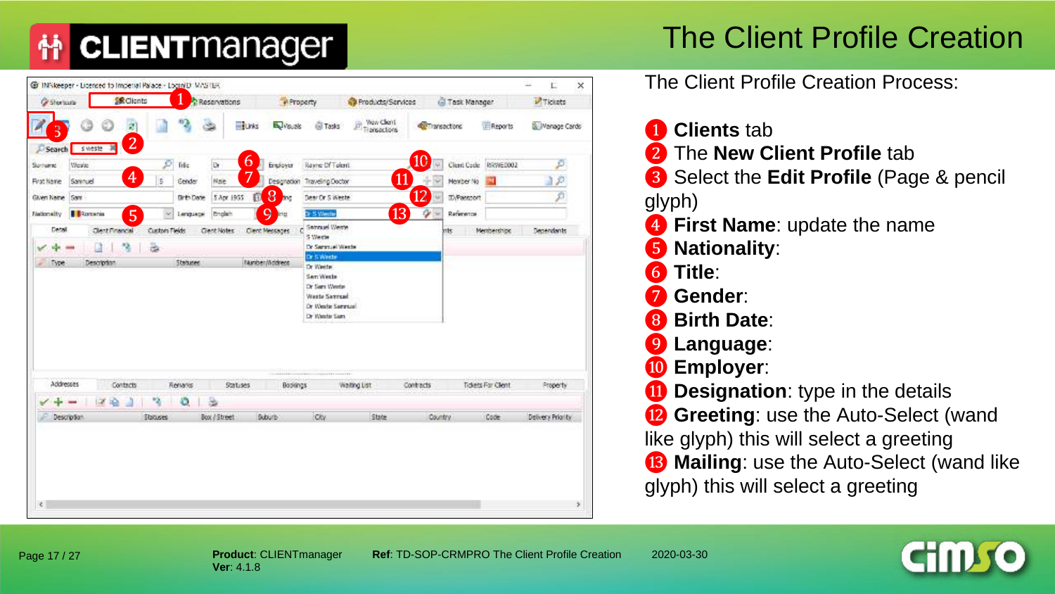# The Client Profile Creation

The Client Profile Creation Process:

1. **Clients** tab
2. The **New Client Profile** tab
3. Select the **Edit Profile** (Page & pencil glyph)
4. **First Name**: update the name
5. **Nationality**:
6. **Title**:
7. **Gender**:
8. **Birth Date**:
9. **Language**:
10. **Employer**:
11. **Designation**: type in the details
12. **Greeting**: use the Auto-Select (wand like glyph) this will select a greeting
13. **Mailing**: use the Auto-Select (wand like glyph) this will select a greeting

**Product**: CLIENTmanager
**Ver**: 4.1.8

**Ref**: TD-SOP-CRMPRO The Client Profile Creation

2020-03-30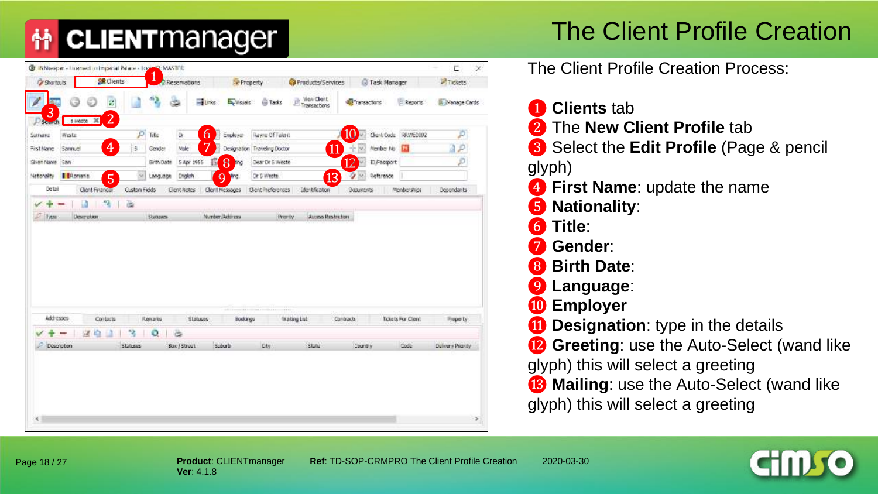# The Client Profile Creation

The Client Profile Creation Process:

1. **Clients** tab
2. The **New Client Profile** tab
3. Select the **Edit Profile** (Page & pencil glyph)
4. **First Name**: update the name
5. **Nationality**:
6. **Title**:
7. **Gender**:
8. **Birth Date**:
9. **Language**:
10. **Employer**
11. **Designation**: type in the details
12. **Greeting**: use the Auto-Select (wand like glyph) this will select a greeting
13. **Mailing**: use the Auto-Select (wand like glyph) this will select a greeting

**Product**: CLIENTmanager **Ver**: 4.1.8 **Ref**: TD-SOP-CRMPRO The Client Profile Creation 2020-03-30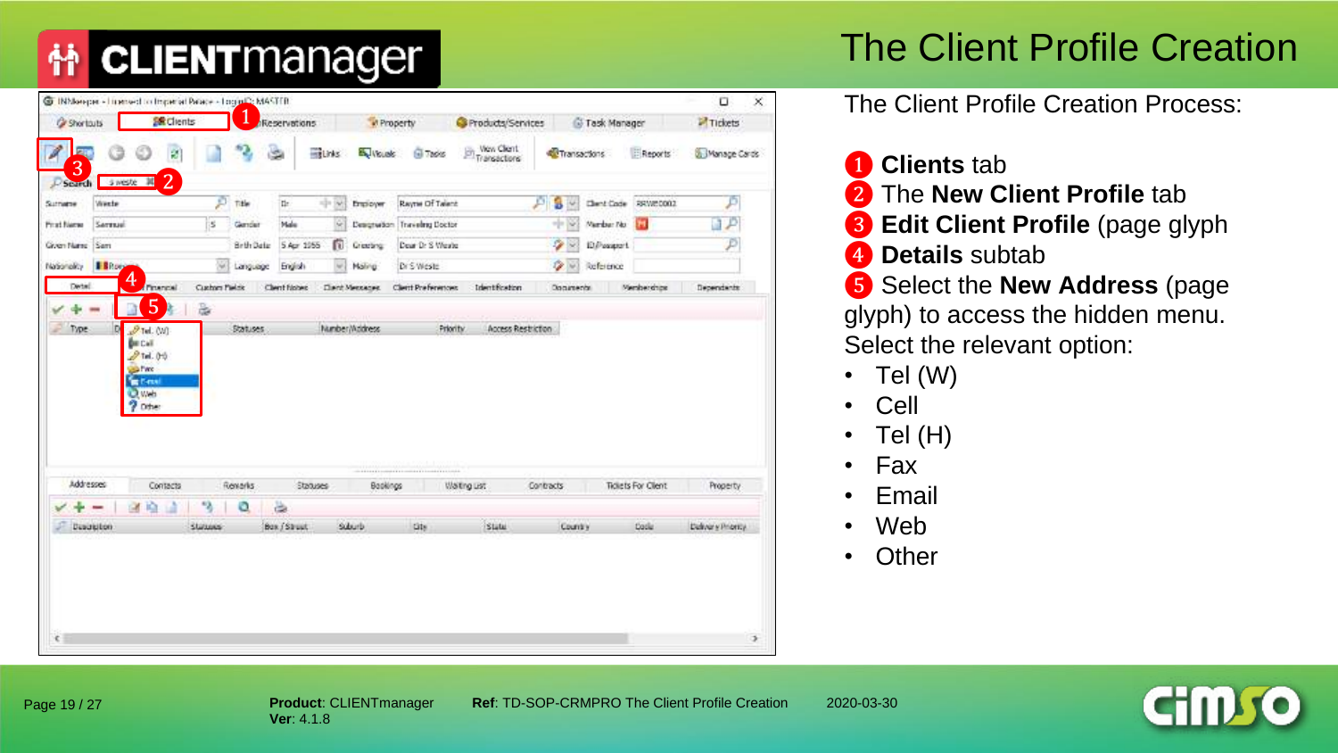# The Client Profile Creation

The Client Profile Creation Process:

1. **Clients** tab
2. The **New Client Profile** tab
3. **Edit Client Profile** (page glyph
4. **Details** subtab
5. Select the **New Address** (page glyph) to access the hidden menu. Select the relevant option:

- Tel (W)
- Cell
- Tel (H)
- Fax
- Email
- Web
- Other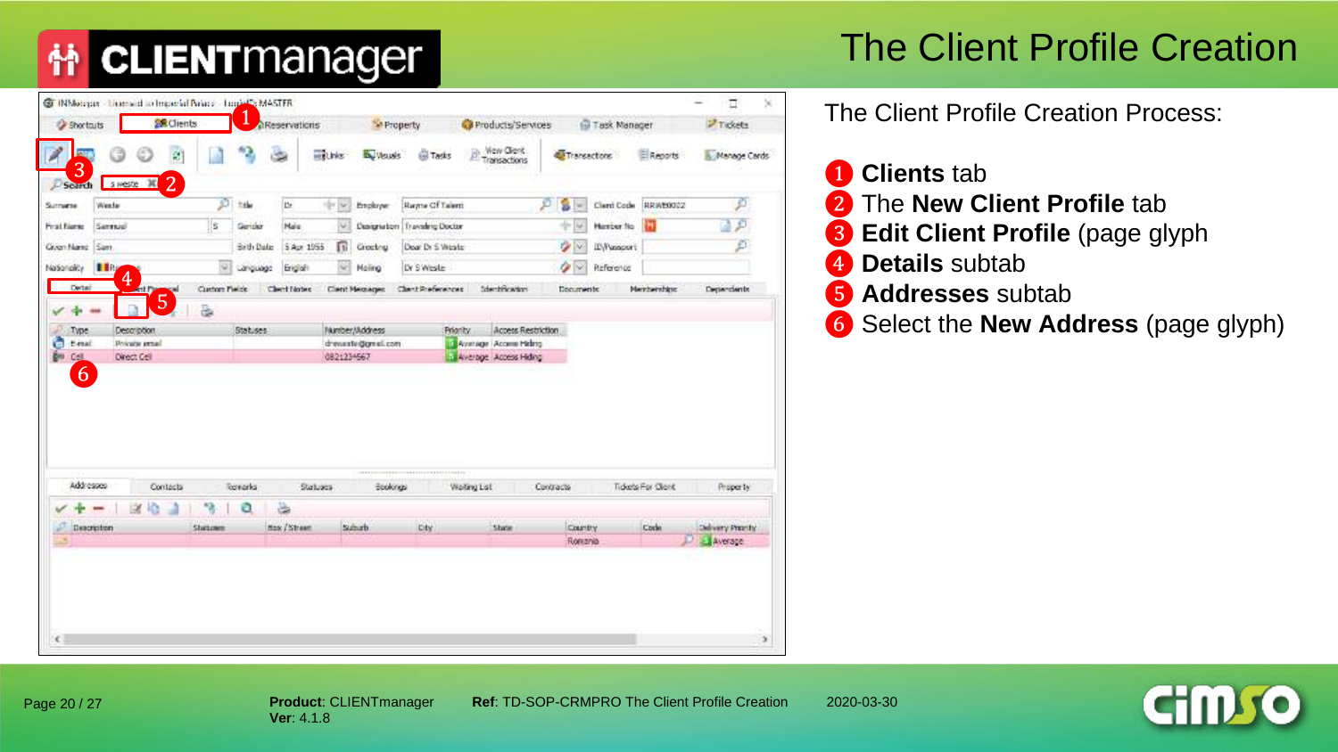# The Client Profile Creation

The Client Profile Creation Process:

1. **Clients** tab
2. The **New Client Profile** tab
3. **Edit Client Profile** (page glyph)
4. **Details** subtab
5. **Addresses** subtab
6. Select the **New Address** (page glyph)

**Product**: CLIENTmanager
**Ver**: 4.1.8

**Ref**: TD-SOP-CRMPRO The Client Profile Creation

2020-03-30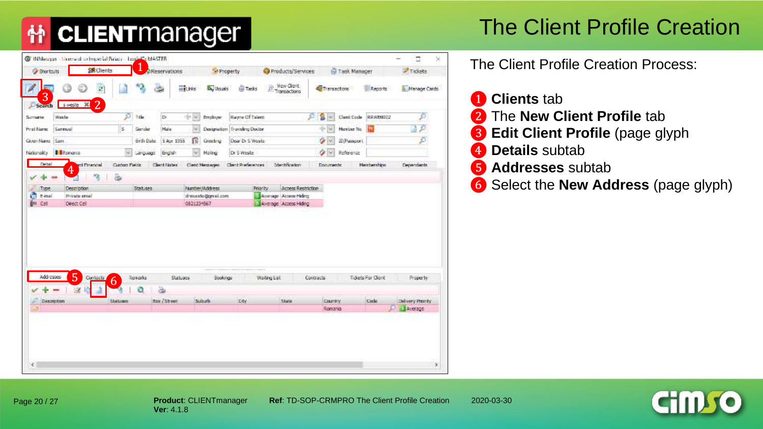# The Client Profile Creation

The Client Profile Creation Process:

1. **Clients** tab
2. The **New Client Profile** tab
3. **Edit Client Profile** (page glyph)
4. **Details** subtab
5. **Addresses** subtab
6. Select the **New Address** (page glyph)

**Product**: CLIENTmanager
**Ver**: 4.1.8

**Ref**: TD-SOP-CRMPRO The Client Profile Creation

2020-03-30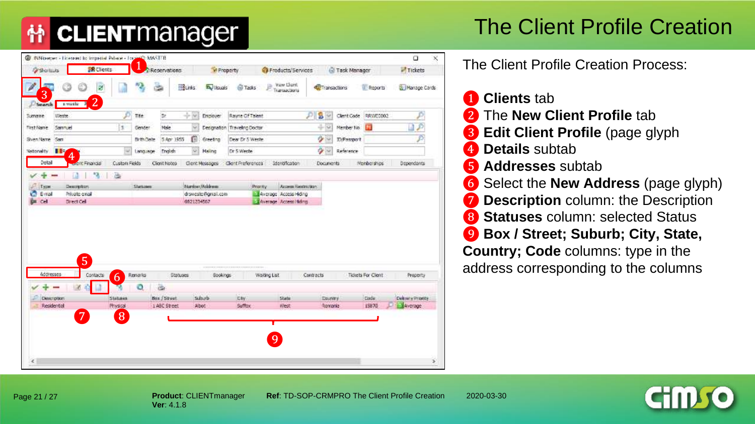# The Client Profile Creation

The Client Profile Creation Process:

1. **Clients** tab
2. The **New Client Profile** tab
3. **Edit Client Profile** (page glyph)
4. **Details** subtab
5. **Addresses** subtab
6. Select the **New Address** (page glyph)
7. **Description** column: the Description
8. **Statuses** column: selected Status
9. **Box / Street; Suburb; City, State, Country; Code** columns: type in the address corresponding to the columns

**Product**: CLIENTmanager
**Ver**: 4.1.8

**Ref**: TD-SOP-CRMPRO The Client Profile Creation

2020-03-30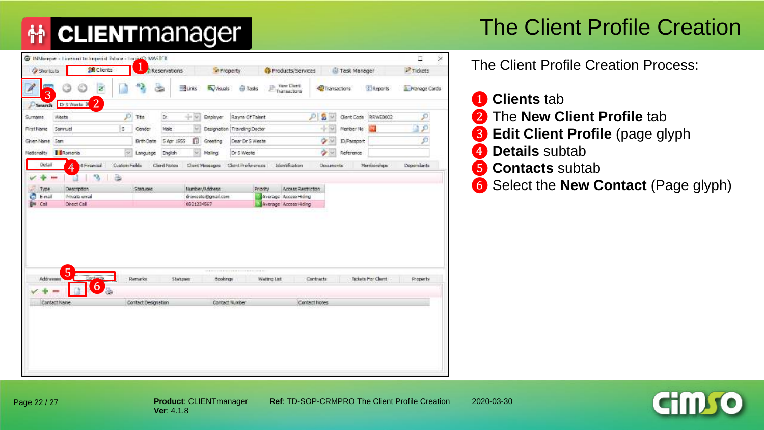# The Client Profile Creation

The Client Profile Creation Process:

1. **Clients** tab
2. The **New Client Profile** tab
3. **Edit Client Profile** (page glyph)
4. **Details** subtab
5. **Contacts** subtab
6. Select the **New Contact** (Page glyph)

**Product**: CLIENTmanager
**Ver**: 4.1.8

**Ref**: TD-SOP-CRMPRO The Client Profile Creation

2020-03-30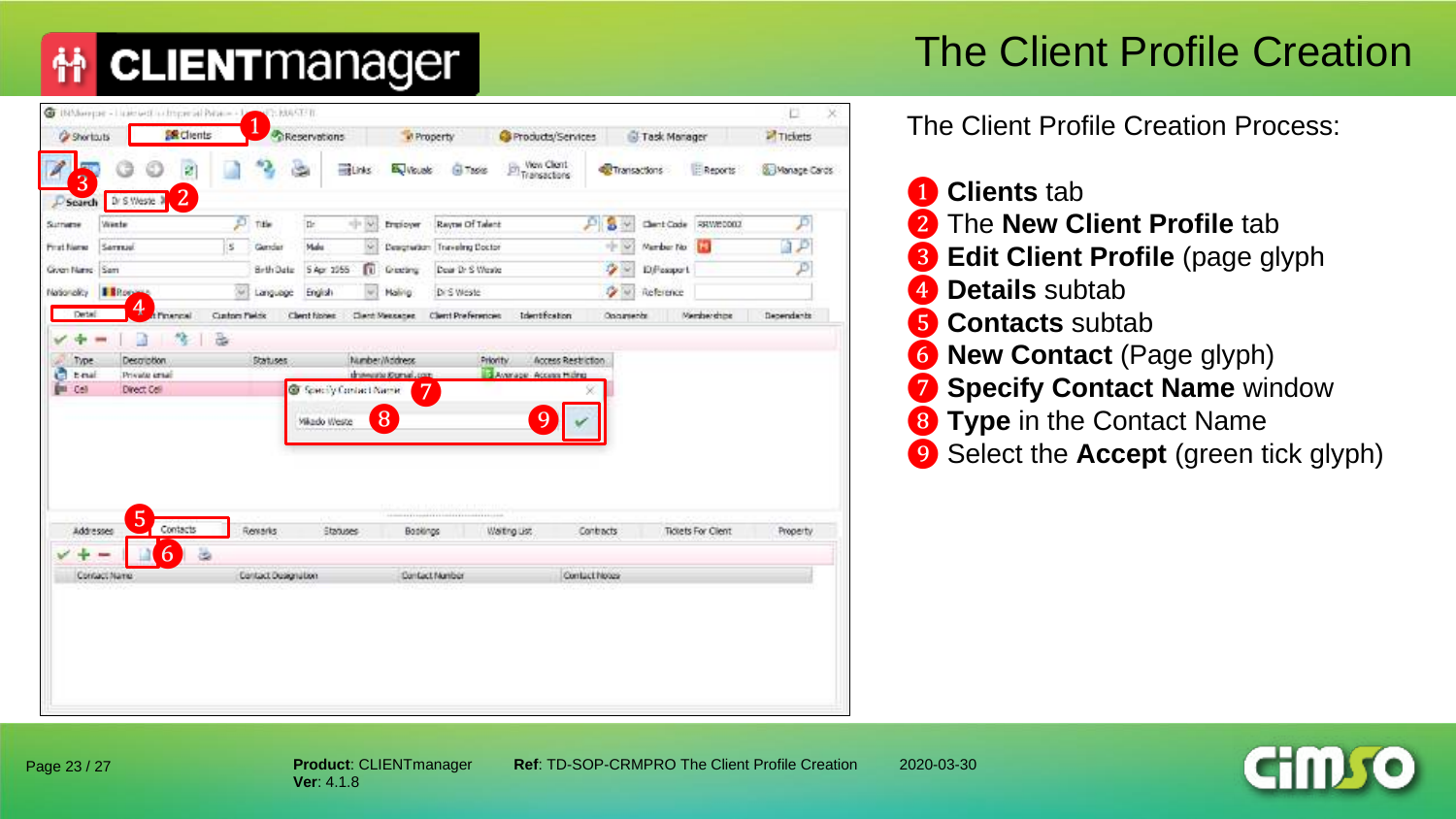# The Client Profile Creation

The Client Profile Creation Process:

1. **Clients** tab
2. The **New Client Profile** tab
3. **Edit Client Profile** (page glyph
4. **Details** subtab
5. **Contacts** subtab
6. **New Contact** (Page glyph)
7. **Specify Contact Name** window
8. **Type** in the Contact Name
9. Select the **Accept** (green tick glyph)

**Product**: CLIENTmanager
**Ver**: 4.1.8

**Ref**: TD-SOP-CRMPRO The Client Profile Creation

2020-03-30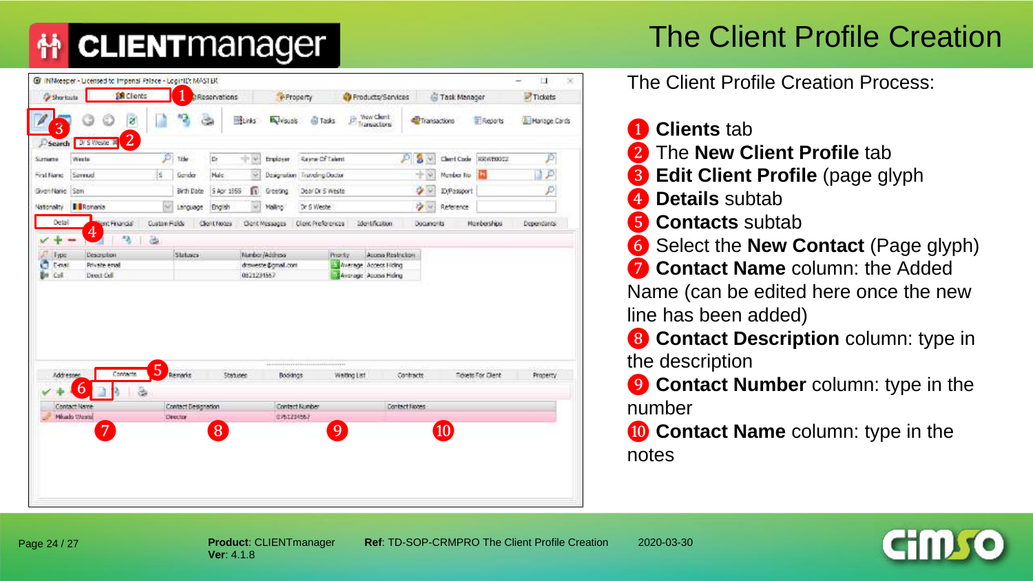# The Client Profile Creation

The Client Profile Creation Process:

1. **Clients** tab
2. The **New Client Profile** tab
3. **Edit Client Profile** (page glyph
4. **Details** subtab
5. **Contacts** subtab
6. Select the **New Contact** (Page glyph)
7. **Contact Name** column: the Added Name (can be edited here once the new line has been added)
8. **Contact Description** column: type in the description
9. **Contact Number** column: type in the number
10. **Contact Name** column: type in the notes

**Product**: CLIENTmanager
**Ver**: 4.1.8

**Ref**: TD-SOP-CRMPRO The Client Profile Creation

2020-03-30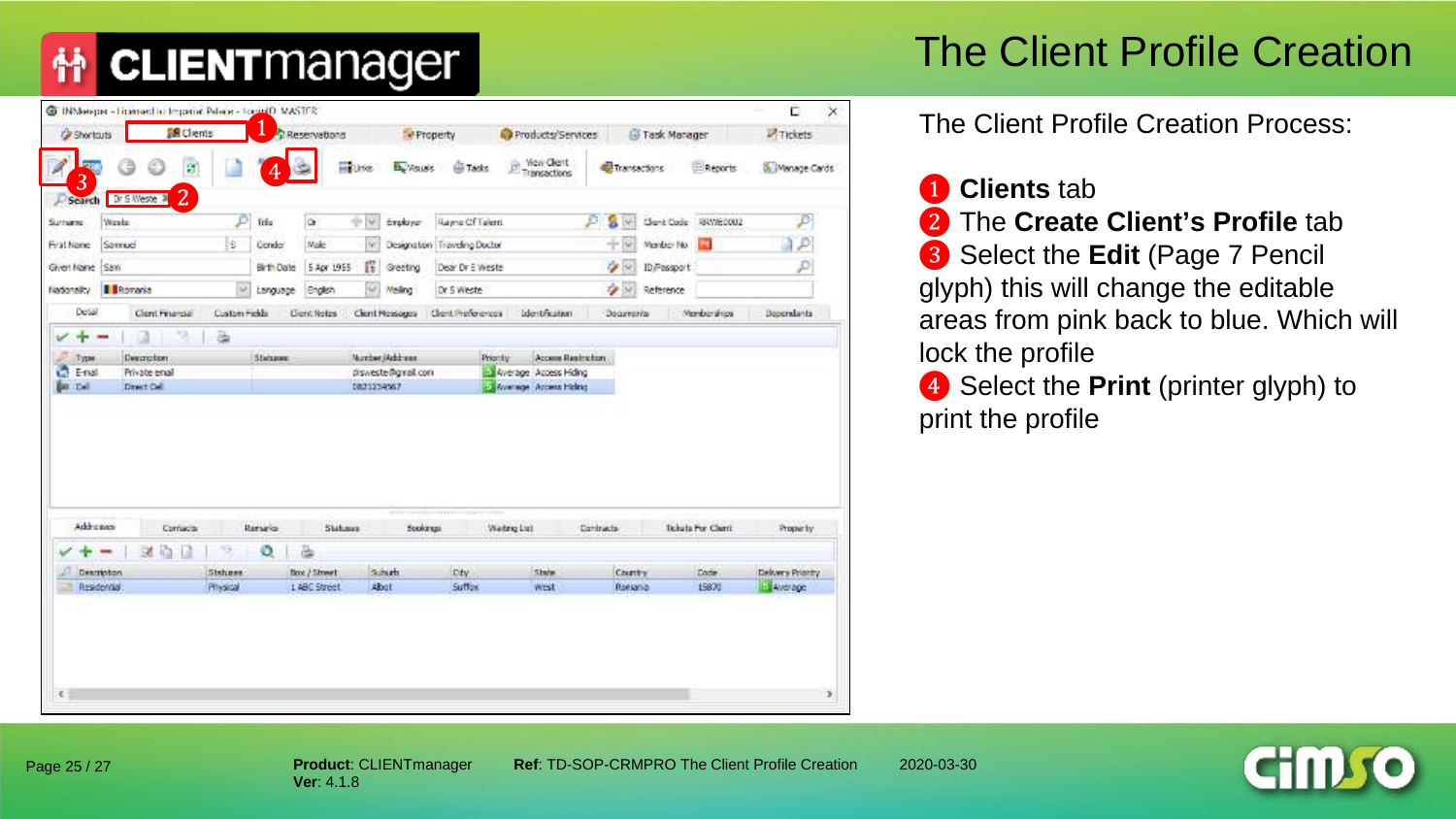# The Client Profile Creation

The Client Profile Creation Process:

1. **Clients** tab
2. The **Create Client's Profile** tab
3. Select the **Edit** (Page 7 Pencil glyph) this will change the editable areas from pink back to blue. Which will lock the profile
4. Select the **Print** (printer glyph) to print the profile

**Product**: CLIENTmanager
**Ver**: 4.1.8

**Ref**: TD-SOP-CRMPRO The Client Profile Creation

2020-03-30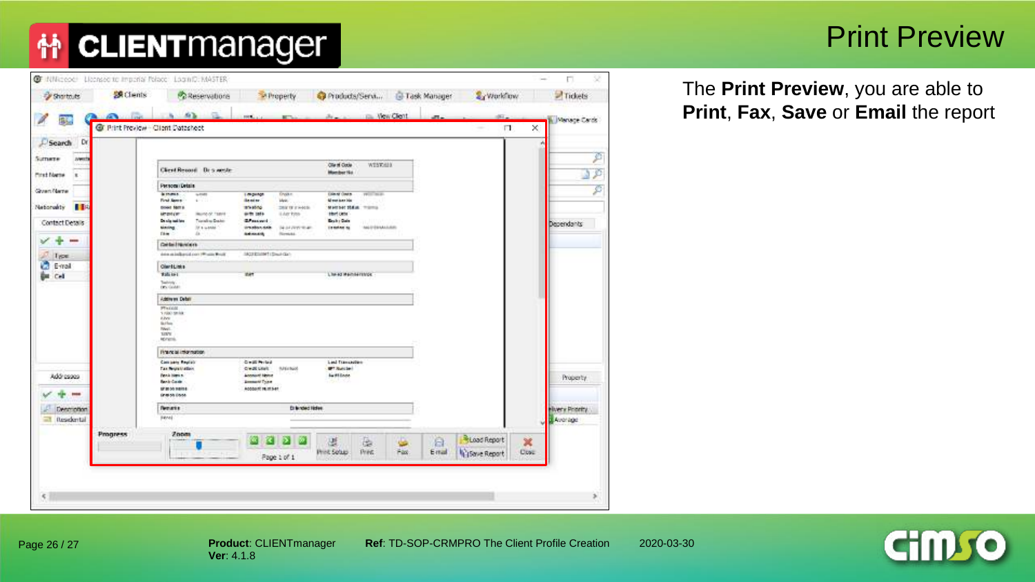# Print Preview

The **Print Preview**, you are able to **Print**, **Fax**, **Save** or **Email** the report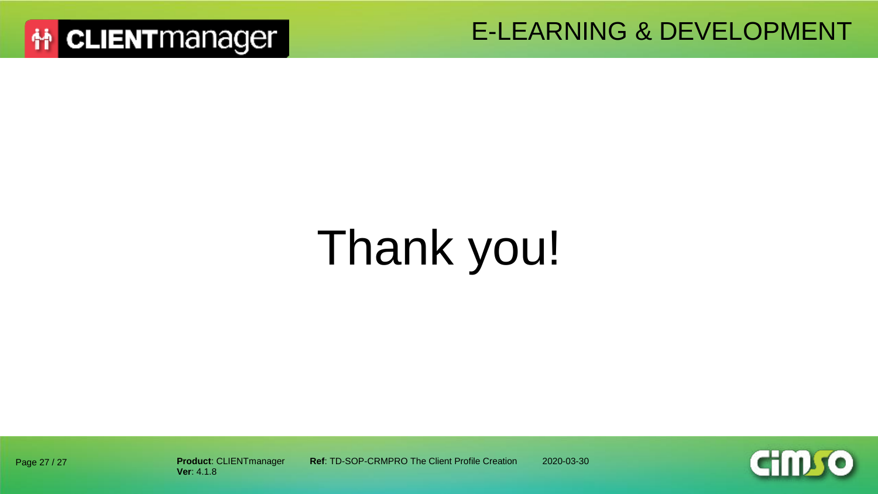# Thank you!